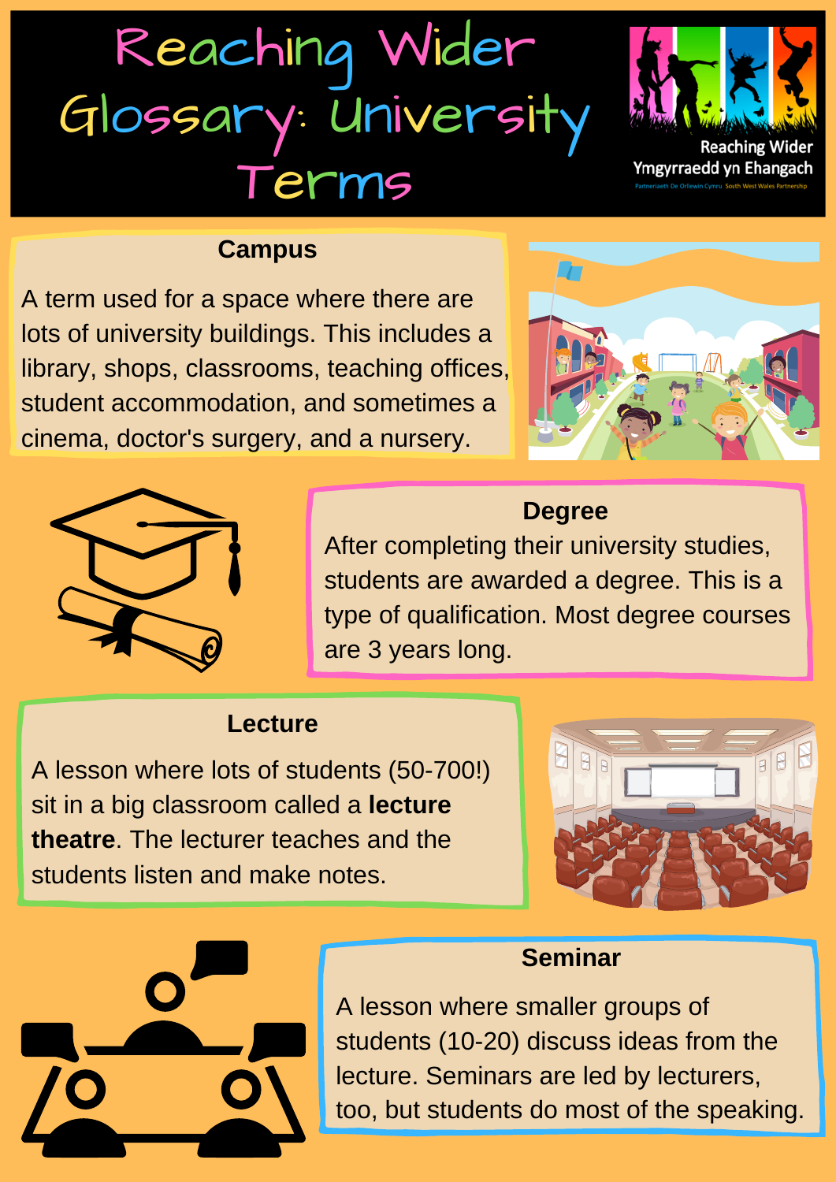# Reaching Wider Glossary: University Terms

Reaching Wider
Ymgyrraedd yn Ehangach
Partneriaeth De Orllewin Cymru South West Wales Partnership

## Campus

A term used for a space where there are lots of university buildings. This includes a library, shops, classrooms, teaching offices, student accommodation, and sometimes a cinema, doctor's surgery, and a nursery.

## Degree

After completing their university studies, students are awarded a degree. This is a type of qualification. Most degree courses are 3 years long.

## Lecture

A lesson where lots of students (50-700!) sit in a big classroom called a **lecture theatre**. The lecturer teaches and the students listen and make notes.

## Seminar

A lesson where smaller groups of students (10-20) discuss ideas from the lecture. Seminars are led by lecturers, too, but students do most of the speaking.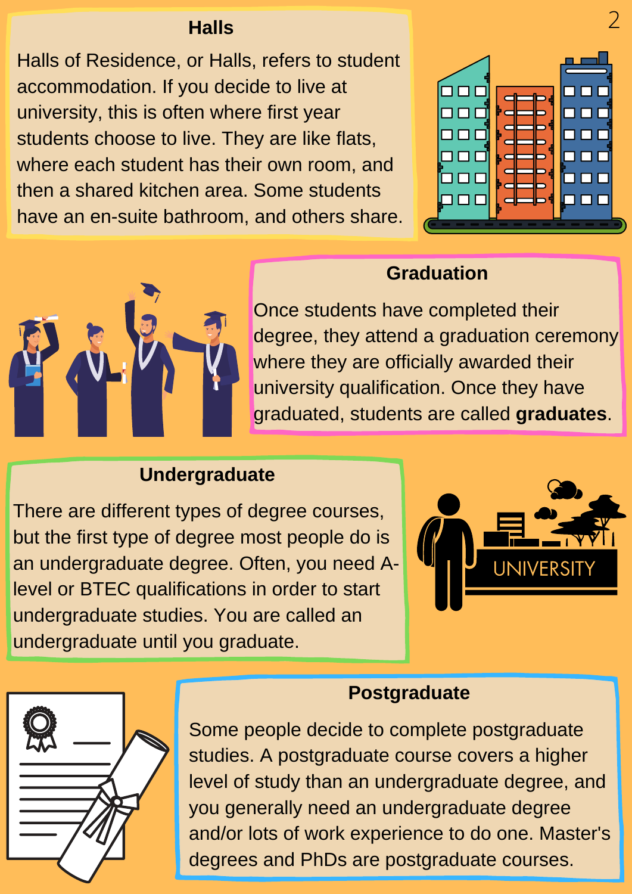## Halls

Halls of Residence, or Halls, refers to student accommodation. If you decide to live at university, this is often where first year students choose to live. They are like flats, where each student has their own room, and then a shared kitchen area. Some students have an en-suite bathroom, and others share.

## Graduation

Once students have completed their degree, they attend a graduation ceremony where they are officially awarded their university qualification. Once they have graduated, students are called **graduates**.

## Undergraduate

There are different types of degree courses, but the first type of degree most people do is an undergraduate degree. Often, you need A-level or BTEC qualifications in order to start undergraduate studies. You are called an undergraduate until you graduate.

## Postgraduate

Some people decide to complete postgraduate studies. A postgraduate course covers a higher level of study than an undergraduate degree, and you generally need an undergraduate degree and/or lots of work experience to do one. Master's degrees and PhDs are postgraduate courses.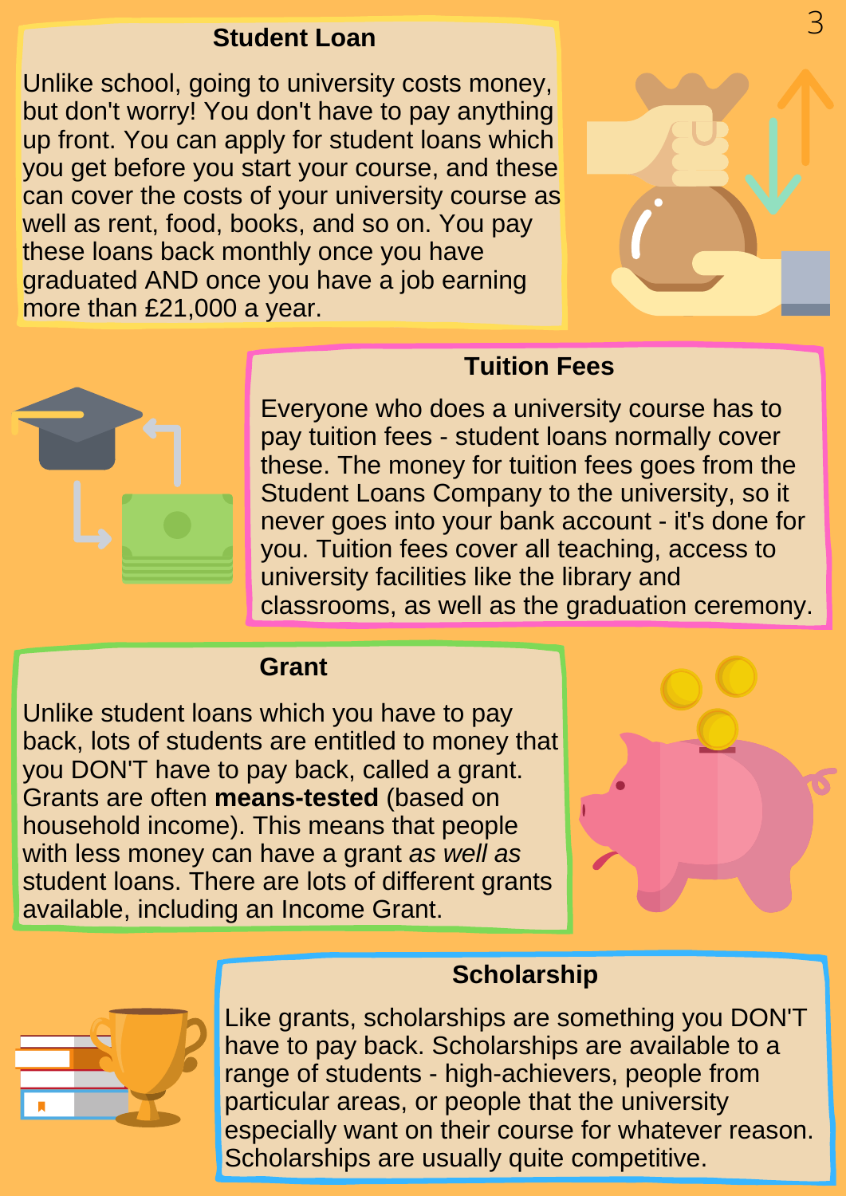## Student Loan

Unlike school, going to university costs money, but don't worry! You don't have to pay anything up front. You can apply for student loans which you get before you start your course, and these can cover the costs of your university course as well as rent, food, books, and so on. You pay these loans back monthly once you have graduated AND once you have a job earning more than £21,000 a year.

## Tuition Fees

Everyone who does a university course has to pay tuition fees - student loans normally cover these. The money for tuition fees goes from the Student Loans Company to the university, so it never goes into your bank account - it's done for you. Tuition fees cover all teaching, access to university facilities like the library and classrooms, as well as the graduation ceremony.

## Grant

Unlike student loans which you have to pay back, lots of students are entitled to money that you DON'T have to pay back, called a grant. Grants are often **means-tested** (based on household income). This means that people with less money can have a grant *as well as* student loans. There are lots of different grants available, including an Income Grant.

## Scholarship

Like grants, scholarships are something you DON'T have to pay back. Scholarships are available to a range of students - high-achievers, people from particular areas, or people that the university especially want on their course for whatever reason. Scholarships are usually quite competitive.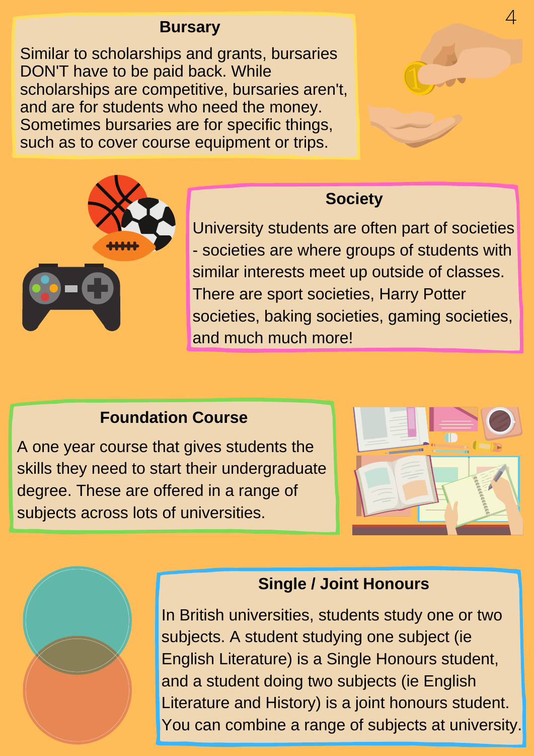## Bursary

Similar to scholarships and grants, bursaries DON'T have to be paid back. While scholarships are competitive, bursaries aren't, and are for students who need the money. Sometimes bursaries are for specific things, such as to cover course equipment or trips.

## Society

University students are often part of societies - societies are where groups of students with similar interests meet up outside of classes. There are sport societies, Harry Potter societies, baking societies, gaming societies, and much much more!

## Foundation Course

A one year course that gives students the skills they need to start their undergraduate degree. These are offered in a range of subjects across lots of universities.

## Single / Joint Honours

In British universities, students study one or two subjects. A student studying one subject (ie English Literature) is a Single Honours student, and a student doing two subjects (ie English Literature and History) is a joint honours student. You can combine a range of subjects at university.